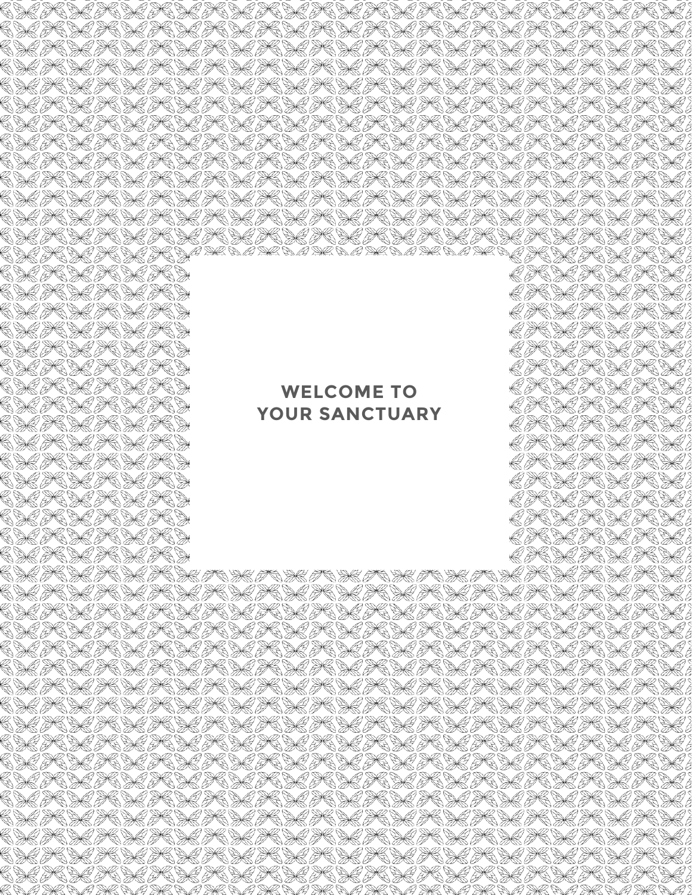# WELCOME TO YOUR SANCTUARY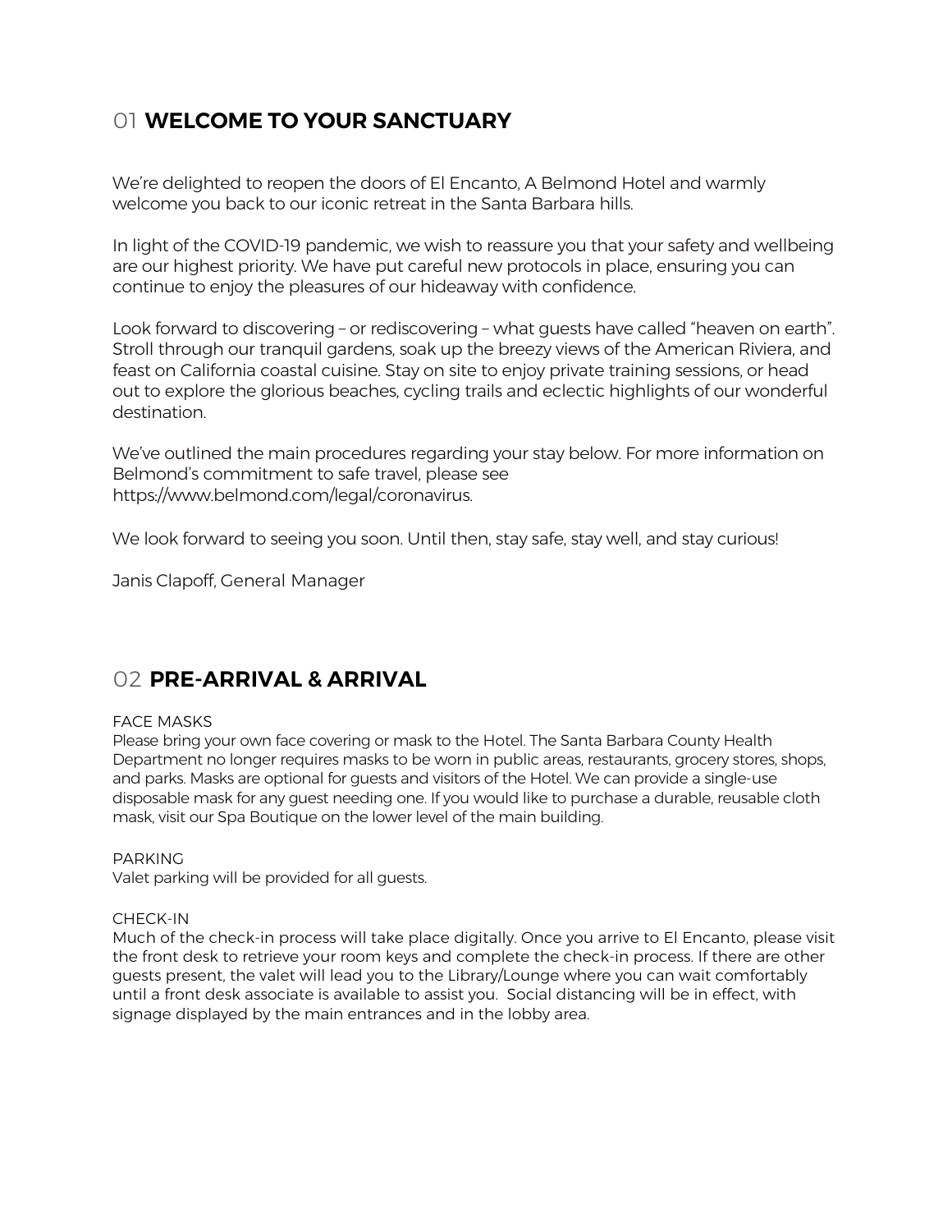## 01 **WELCOME TO YOUR SANCTUARY**

We're delighted to reopen the doors of El Encanto, A Belmond Hotel and warmly welcome you back to our iconic retreat in the Santa Barbara hills.

In light of the COVID-19 pandemic, we wish to reassure you that your safety and wellbeing are our highest priority. We have put careful new protocols in place, ensuring you can continue to enjoy the pleasures of our hideaway with confidence.

Look forward to discovering – or rediscovering – what guests have called "heaven on earth". Stroll through our tranquil gardens, soak up the breezy views of the American Riviera, and feast on California coastal cuisine. Stay on site to enjoy private training sessions, or head out to explore the glorious beaches, cycling trails and eclectic highlights of our wonderful destination.

We've outlined the main procedures regarding your stay below. For more information on Belmond's commitment to safe travel, please see https://www.belmond.com/legal/coronavirus.

We look forward to seeing you soon. Until then, stay safe, stay well, and stay curious!

Janis Clapoff, General Manager

## 02 **PRE-ARRIVAL & ARRIVAL**

FACE MASKS

Please bring your own face covering or mask to the Hotel. The Santa Barbara County Health Department no longer requires masks to be worn in public areas, restaurants, grocery stores, shops, and parks. Masks are optional for guests and visitors of the Hotel. We can provide a single-use disposable mask for any guest needing one. If you would like to purchase a durable, reusable cloth mask, visit our Spa Boutique on the lower level of the main building.

PARKING

Valet parking will be provided for all guests.

CHECK-IN

Much of the check-in process will take place digitally. Once you arrive to El Encanto, please visit the front desk to retrieve your room keys and complete the check-in process. If there are other guests present, the valet will lead you to the Library/Lounge where you can wait comfortably until a front desk associate is available to assist you. Social distancing will be in effect, with signage displayed by the main entrances and in the lobby area.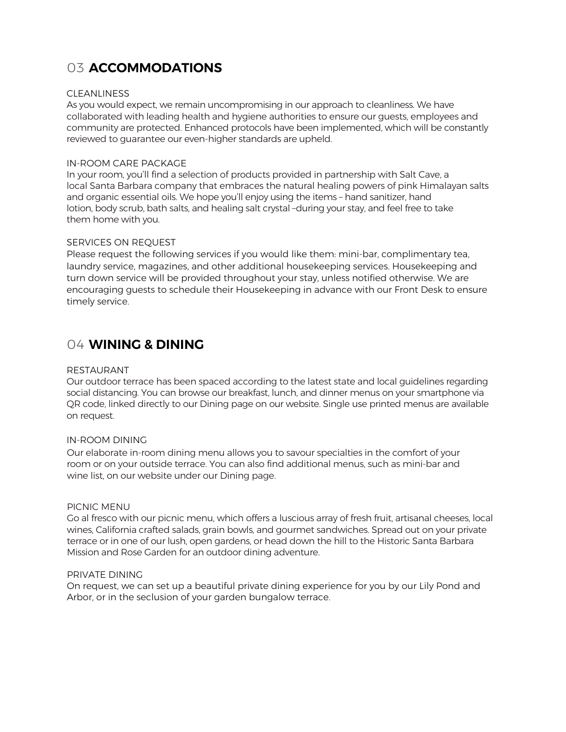## 03 **ACCOMMODATIONS**

### CLEANLINESS

As you would expect, we remain uncompromising in our approach to cleanliness. We have collaborated with leading health and hygiene authorities to ensure our guests, employees and community are protected. Enhanced protocols have been implemented, which will be constantly reviewed to guarantee our even-higher standards are upheld.

### IN-ROOM CARE PACKAGE

In your room, you'll find a selection of products provided in partnership with Salt Cave, a local Santa Barbara company that embraces the natural healing powers of pink Himalayan salts and organic essential oils. We hope you'll enjoy using the items – hand sanitizer, hand lotion, body scrub, bath salts, and healing salt crystal –during your stay, and feel free to take them home with you.

### SERVICES ON REQUEST

Please request the following services if you would like them: mini-bar, complimentary tea, laundry service, magazines, and other additional housekeeping services. Housekeeping and turn down service will be provided throughout your stay, unless notified otherwise. We are encouraging guests to schedule their Housekeeping in advance with our Front Desk to ensure timely service.

## 04 **WINING & DINING**

### RESTAURANT

Our outdoor terrace has been spaced according to the latest state and local guidelines regarding social distancing. You can browse our breakfast, lunch, and dinner menus on your smartphone via QR code, linked directly to our Dining page on our website. Single use printed menus are available on request.

### IN-ROOM DINING

Our elaborate in-room dining menu allows you to savour specialties in the comfort of your room or on your outside terrace. You can also find additional menus, such as mini-bar and wine list, on our website under our Dining page.

### PICNIC MENU

Go al fresco with our picnic menu, which offers a luscious array of fresh fruit, artisanal cheeses, local wines, California crafted salads, grain bowls, and gourmet sandwiches. Spread out on your private terrace or in one of our lush, open gardens, or head down the hill to the Historic Santa Barbara Mission and Rose Garden for an outdoor dining adventure.

### PRIVATE DINING

On request, we can set up a beautiful private dining experience for you by our Lily Pond and Arbor, or in the seclusion of your garden bungalow terrace.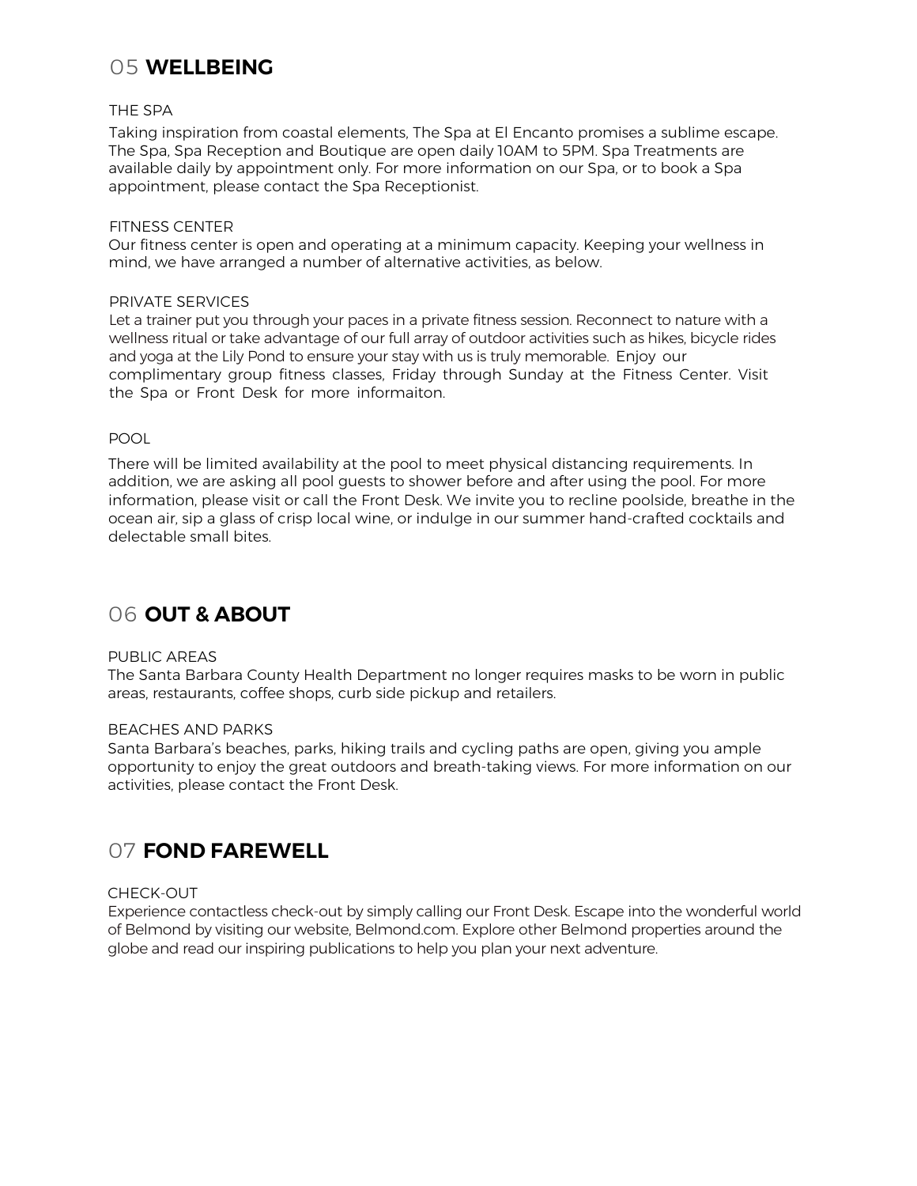## 05 **WELLBEING**

THE SPA

Taking inspiration from coastal elements, The Spa at El Encanto promises a sublime escape. The Spa, Spa Reception and Boutique are open daily 10AM to 5PM. Spa Treatments are available daily by appointment only. For more information on our Spa, or to book a Spa appointment, please contact the Spa Receptionist.

FITNESS CENTER

Our fitness center is open and operating at a minimum capacity. Keeping your wellness in mind, we have arranged a number of alternative activities, as below.

PRIVATE SERVICES

Let a trainer put you through your paces in a private fitness session. Reconnect to nature with a wellness ritual or take advantage of our full array of outdoor activities such as hikes, bicycle rides and yoga at the Lily Pond to ensure your stay with us is truly memorable. Enjoy our complimentary group fitness classes, Friday through Sunday at the Fitness Center. Visit the Spa or Front Desk for more informaiton.

POOL

There will be limited availability at the pool to meet physical distancing requirements. In addition, we are asking all pool guests to shower before and after using the pool. For more information, please visit or call the Front Desk. We invite you to recline poolside, breathe in the ocean air, sip a glass of crisp local wine, or indulge in our summer hand-crafted cocktails and delectable small bites.

## 06 **OUT & ABOUT**

PUBLIC AREAS

The Santa Barbara County Health Department no longer requires masks to be worn in public areas, restaurants, coffee shops, curb side pickup and retailers.

BEACHES AND PARKS

Santa Barbara's beaches, parks, hiking trails and cycling paths are open, giving you ample opportunity to enjoy the great outdoors and breath-taking views. For more information on our activities, please contact the Front Desk.

## 07 **FOND FAREWELL**

CHECK-OUT

Experience contactless check-out by simply calling our Front Desk. Escape into the wonderful world of Belmond by visiting our website, Belmond.com. Explore other Belmond properties around the globe and read our inspiring publications to help you plan your next adventure.